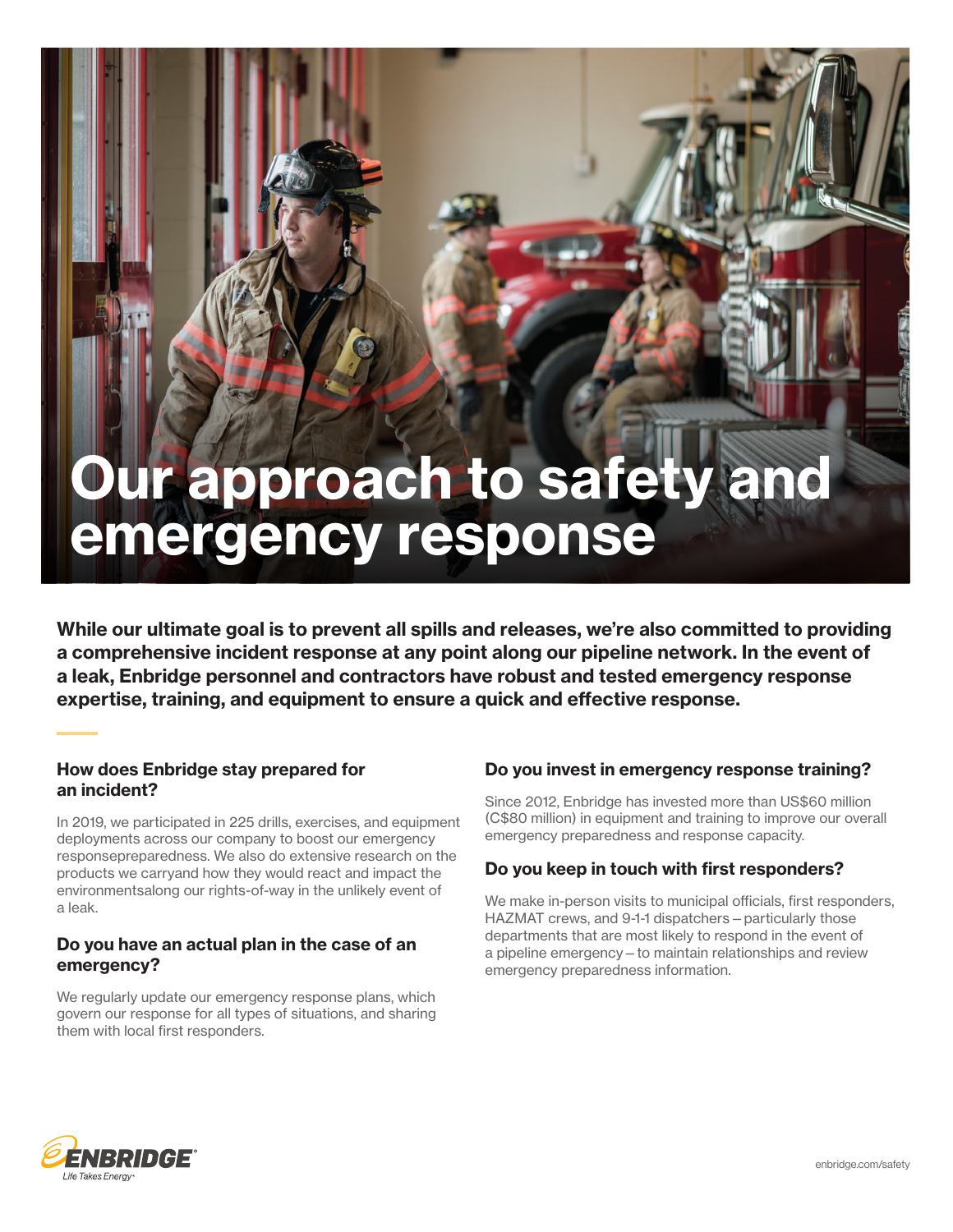# Our approach to safety and emergency response

**While our ultimate goal is to prevent all spills and releases, we're also committed to providing a comprehensive incident response at any point along our pipeline network. In the event of a leak, Enbridge personnel and contractors have robust and tested emergency response expertise, training, and equipment to ensure a quick and effective response.**

### How does Enbridge stay prepared for an incident?

In 2019, we participated in 225 drills, exercises, and equipment deployments across our company to boost our emergency responsepreparedness. We also do extensive research on the products we carryand how they would react and impact the environmentsalong our rights-of-way in the unlikely event of a leak.

### Do you have an actual plan in the case of an emergency?

We regularly update our emergency response plans, which govern our response for all types of situations, and sharing them with local first responders.

### Do you invest in emergency response training?

Since 2012, Enbridge has invested more than US$60 million (C$80 million) in equipment and training to improve our overall emergency preparedness and response capacity.

### Do you keep in touch with first responders?

We make in-person visits to municipal officials, first responders, HAZMAT crews, and 9-1-1 dispatchers – particularly those departments that are most likely to respond in the event of a pipeline emergency – to maintain relationships and review emergency preparedness information.

ENBRIDGE® Life Takes Energy®

enbridge.com/safety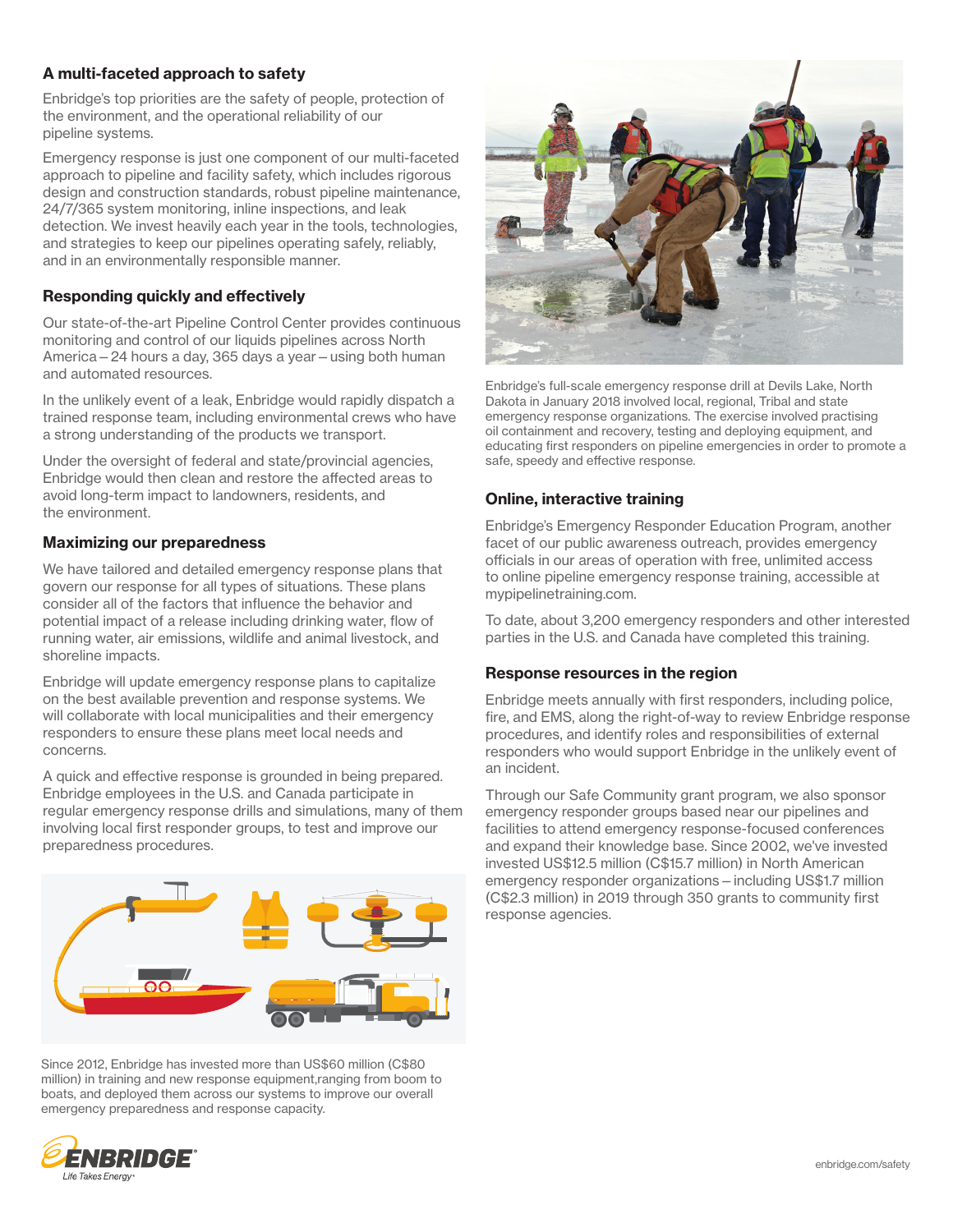### A multi-faceted approach to safety

Enbridge's top priorities are the safety of people, protection of the environment, and the operational reliability of our pipeline systems.

Emergency response is just one component of our multi-faceted approach to pipeline and facility safety, which includes rigorous design and construction standards, robust pipeline maintenance, 24/7/365 system monitoring, inline inspections, and leak detection. We invest heavily each year in the tools, technologies, and strategies to keep our pipelines operating safely, reliably, and in an environmentally responsible manner.

### Responding quickly and effectively

Our state-of-the-art Pipeline Control Center provides continuous monitoring and control of our liquids pipelines across North America – 24 hours a day, 365 days a year – using both human and automated resources.

In the unlikely event of a leak, Enbridge would rapidly dispatch a trained response team, including environmental crews who have a strong understanding of the products we transport.

Under the oversight of federal and state/provincial agencies, Enbridge would then clean and restore the affected areas to avoid long-term impact to landowners, residents, and the environment.

### Maximizing our preparedness

We have tailored and detailed emergency response plans that govern our response for all types of situations. These plans consider all of the factors that influence the behavior and potential impact of a release including drinking water, flow of running water, air emissions, wildlife and animal livestock, and shoreline impacts.

Enbridge will update emergency response plans to capitalize on the best available prevention and response systems. We will collaborate with local municipalities and their emergency responders to ensure these plans meet local needs and concerns.

A quick and effective response is grounded in being prepared. Enbridge employees in the U.S. and Canada participate in regular emergency response drills and simulations, many of them involving local first responder groups, to test and improve our preparedness procedures.

Since 2012, Enbridge has invested more than US$60 million (C$80 million) in training and new response equipment,ranging from boom to boats, and deployed them across our systems to improve our overall emergency preparedness and response capacity.

Enbridge's full-scale emergency response drill at Devils Lake, North Dakota in January 2018 involved local, regional, Tribal and state emergency response organizations. The exercise involved practising oil containment and recovery, testing and deploying equipment, and educating first responders on pipeline emergencies in order to promote a safe, speedy and effective response.

### Online, interactive training

Enbridge's Emergency Responder Education Program, another facet of our public awareness outreach, provides emergency officials in our areas of operation with free, unlimited access to online pipeline emergency response training, accessible at mypipelinetraining.com.

To date, about 3,200 emergency responders and other interested parties in the U.S. and Canada have completed this training.

### Response resources in the region

Enbridge meets annually with first responders, including police, fire, and EMS, along the right-of-way to review Enbridge response procedures, and identify roles and responsibilities of external responders who would support Enbridge in the unlikely event of an incident.

Through our Safe Community grant program, we also sponsor emergency responder groups based near our pipelines and facilities to attend emergency response-focused conferences and expand their knowledge base. Since 2002, we've invested invested US$12.5 million (C$15.7 million) in North American emergency responder organizations – including US$1.7 million (C$2.3 million) in 2019 through 350 grants to community first response agencies.

ENBRIDGE
Life Takes Energy

enbridge.com/safety